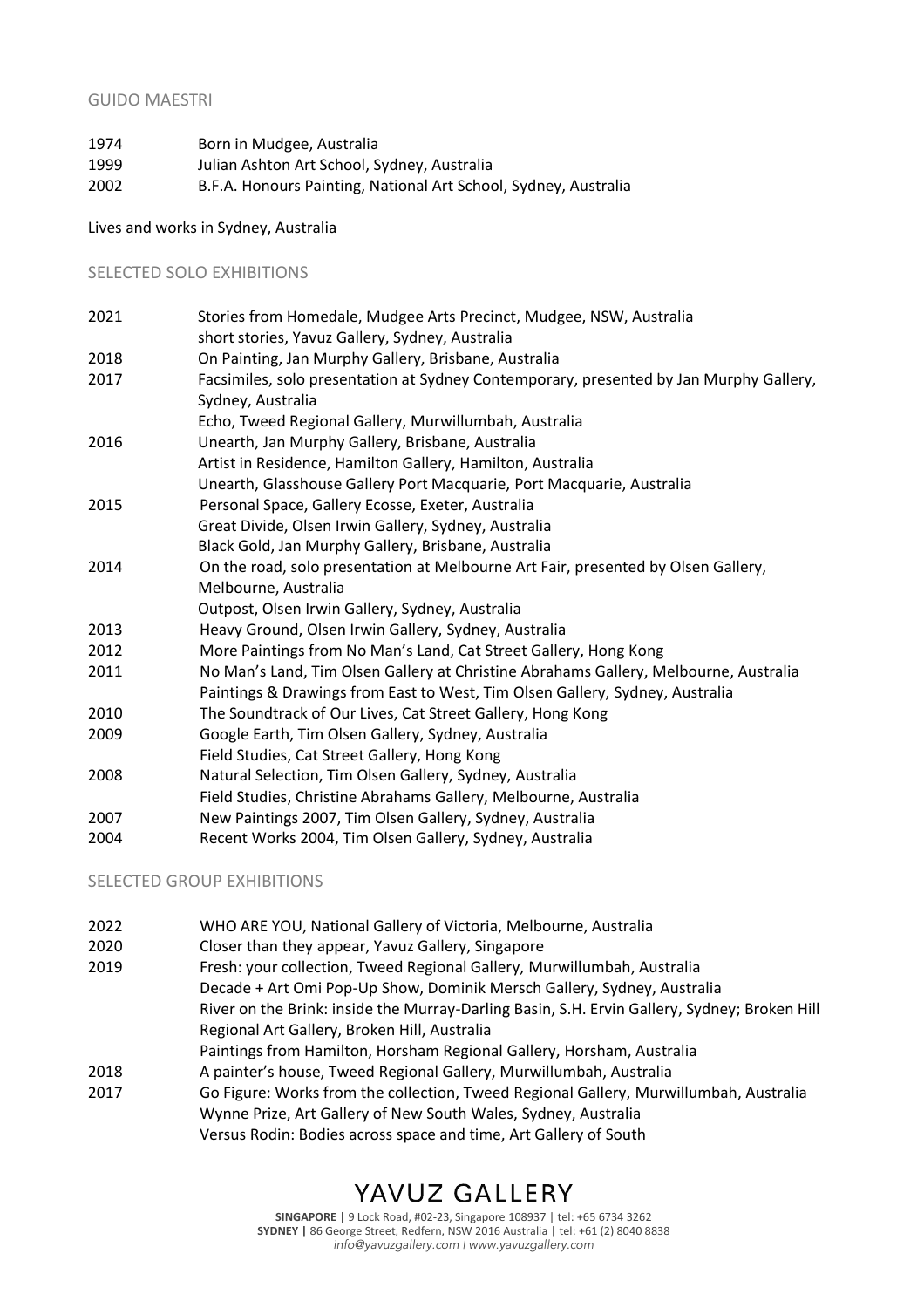# GUIDO MAESTRI

1974 Born in Mudgee, Australia
1999 Julian Ashton Art School, Sydney, Australia
2002 B.F.A. Honours Painting, National Art School, Sydney, Australia

Lives and works in Sydney, Australia

## SELECTED SOLO EXHIBITIONS

2021 Stories from Homedale, Mudgee Arts Precinct, Mudgee, NSW, Australia
short stories, Yavuz Gallery, Sydney, Australia
2018 On Painting, Jan Murphy Gallery, Brisbane, Australia
2017 Facsimiles, solo presentation at Sydney Contemporary, presented by Jan Murphy Gallery, Sydney, Australia
Echo, Tweed Regional Gallery, Murwillumbah, Australia
2016 Unearth, Jan Murphy Gallery, Brisbane, Australia
Artist in Residence, Hamilton Gallery, Hamilton, Australia
Unearth, Glasshouse Gallery Port Macquarie, Port Macquarie, Australia
2015 Personal Space, Gallery Ecosse, Exeter, Australia
Great Divide, Olsen Irwin Gallery, Sydney, Australia
Black Gold, Jan Murphy Gallery, Brisbane, Australia
2014 On the road, solo presentation at Melbourne Art Fair, presented by Olsen Gallery, Melbourne, Australia
Outpost, Olsen Irwin Gallery, Sydney, Australia
2013 Heavy Ground, Olsen Irwin Gallery, Sydney, Australia
2012 More Paintings from No Man's Land, Cat Street Gallery, Hong Kong
2011 No Man's Land, Tim Olsen Gallery at Christine Abrahams Gallery, Melbourne, Australia
Paintings & Drawings from East to West, Tim Olsen Gallery, Sydney, Australia
2010 The Soundtrack of Our Lives, Cat Street Gallery, Hong Kong
2009 Google Earth, Tim Olsen Gallery, Sydney, Australia
Field Studies, Cat Street Gallery, Hong Kong
2008 Natural Selection, Tim Olsen Gallery, Sydney, Australia
Field Studies, Christine Abrahams Gallery, Melbourne, Australia
2007 New Paintings 2007, Tim Olsen Gallery, Sydney, Australia
2004 Recent Works 2004, Tim Olsen Gallery, Sydney, Australia

## SELECTED GROUP EXHIBITIONS

2022 WHO ARE YOU, National Gallery of Victoria, Melbourne, Australia
2020 Closer than they appear, Yavuz Gallery, Singapore
2019 Fresh: your collection, Tweed Regional Gallery, Murwillumbah, Australia
Decade + Art Omi Pop-Up Show, Dominik Mersch Gallery, Sydney, Australia
River on the Brink: inside the Murray-Darling Basin, S.H. Ervin Gallery, Sydney; Broken Hill Regional Art Gallery, Broken Hill, Australia
Paintings from Hamilton, Horsham Regional Gallery, Horsham, Australia
2018 A painter's house, Tweed Regional Gallery, Murwillumbah, Australia
2017 Go Figure: Works from the collection, Tweed Regional Gallery, Murwillumbah, Australia
Wynne Prize, Art Gallery of New South Wales, Sydney, Australia
Versus Rodin: Bodies across space and time, Art Gallery of South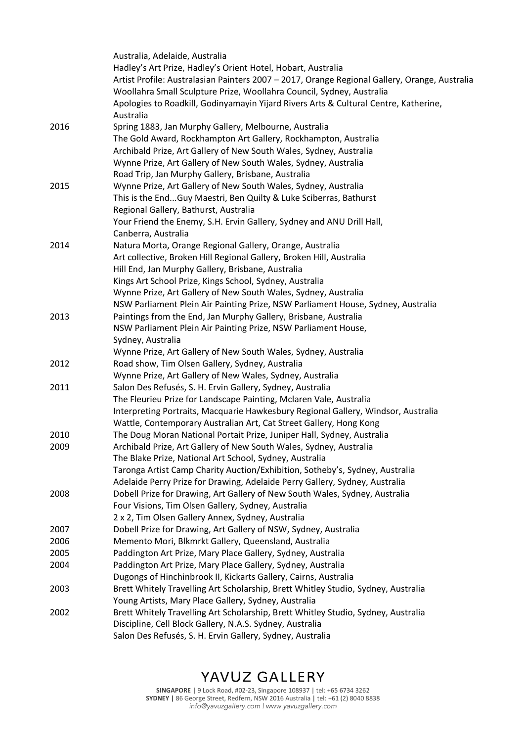| | |
|---|---|
| | Australia, Adelaide, Australia |
| | Hadley's Art Prize, Hadley's Orient Hotel, Hobart, Australia |
| | Artist Profile: Australasian Painters 2007 – 2017, Orange Regional Gallery, Orange, Australia |
| | Woollahra Small Sculpture Prize, Woollahra Council, Sydney, Australia |
| | Apologies to Roadkill, Godinyamayin Yijard Rivers Arts & Cultural Centre, Katherine, Australia |
| 2016 | Spring 1883, Jan Murphy Gallery, Melbourne, Australia |
| | The Gold Award, Rockhampton Art Gallery, Rockhampton, Australia |
| | Archibald Prize, Art Gallery of New South Wales, Sydney, Australia |
| | Wynne Prize, Art Gallery of New South Wales, Sydney, Australia |
| | Road Trip, Jan Murphy Gallery, Brisbane, Australia |
| 2015 | Wynne Prize, Art Gallery of New South Wales, Sydney, Australia |
| | This is the End...Guy Maestri, Ben Quilty & Luke Sciberras, Bathurst Regional Gallery, Bathurst, Australia |
| | Your Friend the Enemy, S.H. Ervin Gallery, Sydney and ANU Drill Hall, Canberra, Australia |
| 2014 | Natura Morta, Orange Regional Gallery, Orange, Australia |
| | Art collective, Broken Hill Regional Gallery, Broken Hill, Australia |
| | Hill End, Jan Murphy Gallery, Brisbane, Australia |
| | Kings Art School Prize, Kings School, Sydney, Australia |
| | Wynne Prize, Art Gallery of New South Wales, Sydney, Australia |
| | NSW Parliament Plein Air Painting Prize, NSW Parliament House, Sydney, Australia |
| 2013 | Paintings from the End, Jan Murphy Gallery, Brisbane, Australia |
| | NSW Parliament Plein Air Painting Prize, NSW Parliament House, Sydney, Australia |
| | Wynne Prize, Art Gallery of New South Wales, Sydney, Australia |
| 2012 | Road show, Tim Olsen Gallery, Sydney, Australia |
| | Wynne Prize, Art Gallery of New Wales, Sydney, Australia |
| 2011 | Salon Des Refusés, S. H. Ervin Gallery, Sydney, Australia |
| | The Fleurieu Prize for Landscape Painting, Mclaren Vale, Australia |
| | Interpreting Portraits, Macquarie Hawkesbury Regional Gallery, Windsor, Australia |
| | Wattle, Contemporary Australian Art, Cat Street Gallery, Hong Kong |
| 2010 | The Doug Moran National Portait Prize, Juniper Hall, Sydney, Australia |
| 2009 | Archibald Prize, Art Gallery of New South Wales, Sydney, Australia |
| | The Blake Prize, National Art School, Sydney, Australia |
| | Taronga Artist Camp Charity Auction/Exhibition, Sotheby's, Sydney, Australia |
| | Adelaide Perry Prize for Drawing, Adelaide Perry Gallery, Sydney, Australia |
| 2008 | Dobell Prize for Drawing, Art Gallery of New South Wales, Sydney, Australia |
| | Four Visions, Tim Olsen Gallery, Sydney, Australia |
| | 2 x 2, Tim Olsen Gallery Annex, Sydney, Australia |
| 2007 | Dobell Prize for Drawing, Art Gallery of NSW, Sydney, Australia |
| 2006 | Memento Mori, Blkmrkt Gallery, Queensland, Australia |
| 2005 | Paddington Art Prize, Mary Place Gallery, Sydney, Australia |
| 2004 | Paddington Art Prize, Mary Place Gallery, Sydney, Australia |
| | Dugongs of Hinchinbrook II, Kickarts Gallery, Cairns, Australia |
| 2003 | Brett Whitely Travelling Art Scholarship, Brett Whitley Studio, Sydney, Australia |
| | Young Artists, Mary Place Gallery, Sydney, Australia |
| 2002 | Brett Whitely Travelling Art Scholarship, Brett Whitley Studio, Sydney, Australia |
| | Discipline, Cell Block Gallery, N.A.S. Sydney, Australia |
| | Salon Des Refusés, S. H. Ervin Gallery, Sydney, Australia |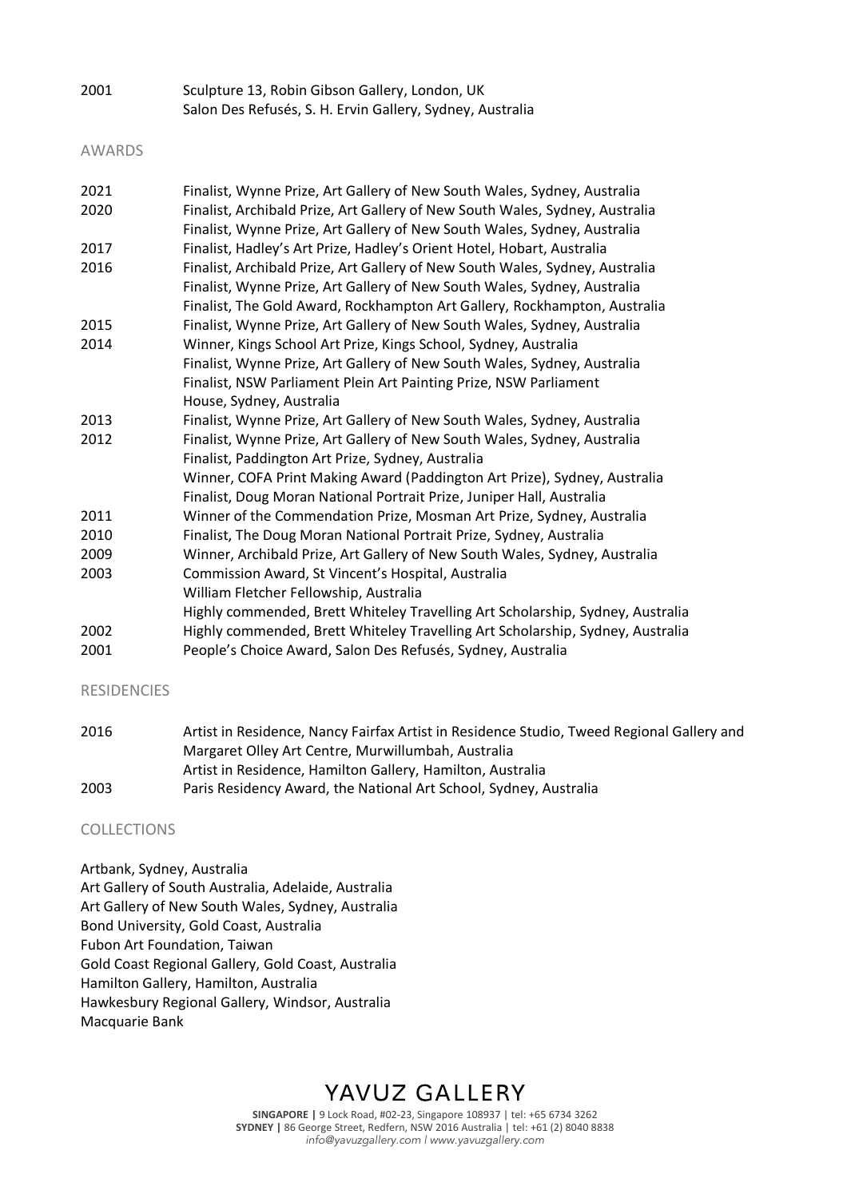| | |
|---|---|
| 2001 | Sculpture 13, Robin Gibson Gallery, London, UK |
| | Salon Des Refusés, S. H. Ervin Gallery, Sydney, Australia |

## AWARDS

| | |
|---|---|
| 2021 | Finalist, Wynne Prize, Art Gallery of New South Wales, Sydney, Australia |
| 2020 | Finalist, Archibald Prize, Art Gallery of New South Wales, Sydney, Australia |
| | Finalist, Wynne Prize, Art Gallery of New South Wales, Sydney, Australia |
| 2017 | Finalist, Hadley's Art Prize, Hadley's Orient Hotel, Hobart, Australia |
| 2016 | Finalist, Archibald Prize, Art Gallery of New South Wales, Sydney, Australia |
| | Finalist, Wynne Prize, Art Gallery of New South Wales, Sydney, Australia |
| | Finalist, The Gold Award, Rockhampton Art Gallery, Rockhampton, Australia |
| 2015 | Finalist, Wynne Prize, Art Gallery of New South Wales, Sydney, Australia |
| 2014 | Winner, Kings School Art Prize, Kings School, Sydney, Australia |
| | Finalist, Wynne Prize, Art Gallery of New South Wales, Sydney, Australia |
| | Finalist, NSW Parliament Plein Art Painting Prize, NSW Parliament House, Sydney, Australia |
| 2013 | Finalist, Wynne Prize, Art Gallery of New South Wales, Sydney, Australia |
| 2012 | Finalist, Wynne Prize, Art Gallery of New South Wales, Sydney, Australia |
| | Finalist, Paddington Art Prize, Sydney, Australia |
| | Winner, COFA Print Making Award (Paddington Art Prize), Sydney, Australia |
| | Finalist, Doug Moran National Portrait Prize, Juniper Hall, Australia |
| 2011 | Winner of the Commendation Prize, Mosman Art Prize, Sydney, Australia |
| 2010 | Finalist, The Doug Moran National Portrait Prize, Sydney, Australia |
| 2009 | Winner, Archibald Prize, Art Gallery of New South Wales, Sydney, Australia |
| 2003 | Commission Award, St Vincent's Hospital, Australia |
| | William Fletcher Fellowship, Australia |
| | Highly commended, Brett Whiteley Travelling Art Scholarship, Sydney, Australia |
| 2002 | Highly commended, Brett Whiteley Travelling Art Scholarship, Sydney, Australia |
| 2001 | People's Choice Award, Salon Des Refusés, Sydney, Australia |

## RESIDENCIES

| | |
|---|---|
| 2016 | Artist in Residence, Nancy Fairfax Artist in Residence Studio, Tweed Regional Gallery and Margaret Olley Art Centre, Murwillumbah, Australia |
| | Artist in Residence, Hamilton Gallery, Hamilton, Australia |
| 2003 | Paris Residency Award, the National Art School, Sydney, Australia |

## COLLECTIONS

Artbank, Sydney, Australia
Art Gallery of South Australia, Adelaide, Australia
Art Gallery of New South Wales, Sydney, Australia
Bond University, Gold Coast, Australia
Fubon Art Foundation, Taiwan
Gold Coast Regional Gallery, Gold Coast, Australia
Hamilton Gallery, Hamilton, Australia
Hawkesbury Regional Gallery, Windsor, Australia
Macquarie Bank

YAVUZ GALLERY

**SINGAPORE |** 9 Lock Road, #02-23, Singapore 108937 | tel: +65 6734 3262
**SYDNEY |** 86 George Street, Redfern, NSW 2016 Australia | tel: +61 (2) 8040 8838
*info@yavuzgallery.com | www.yavuzgallery.com*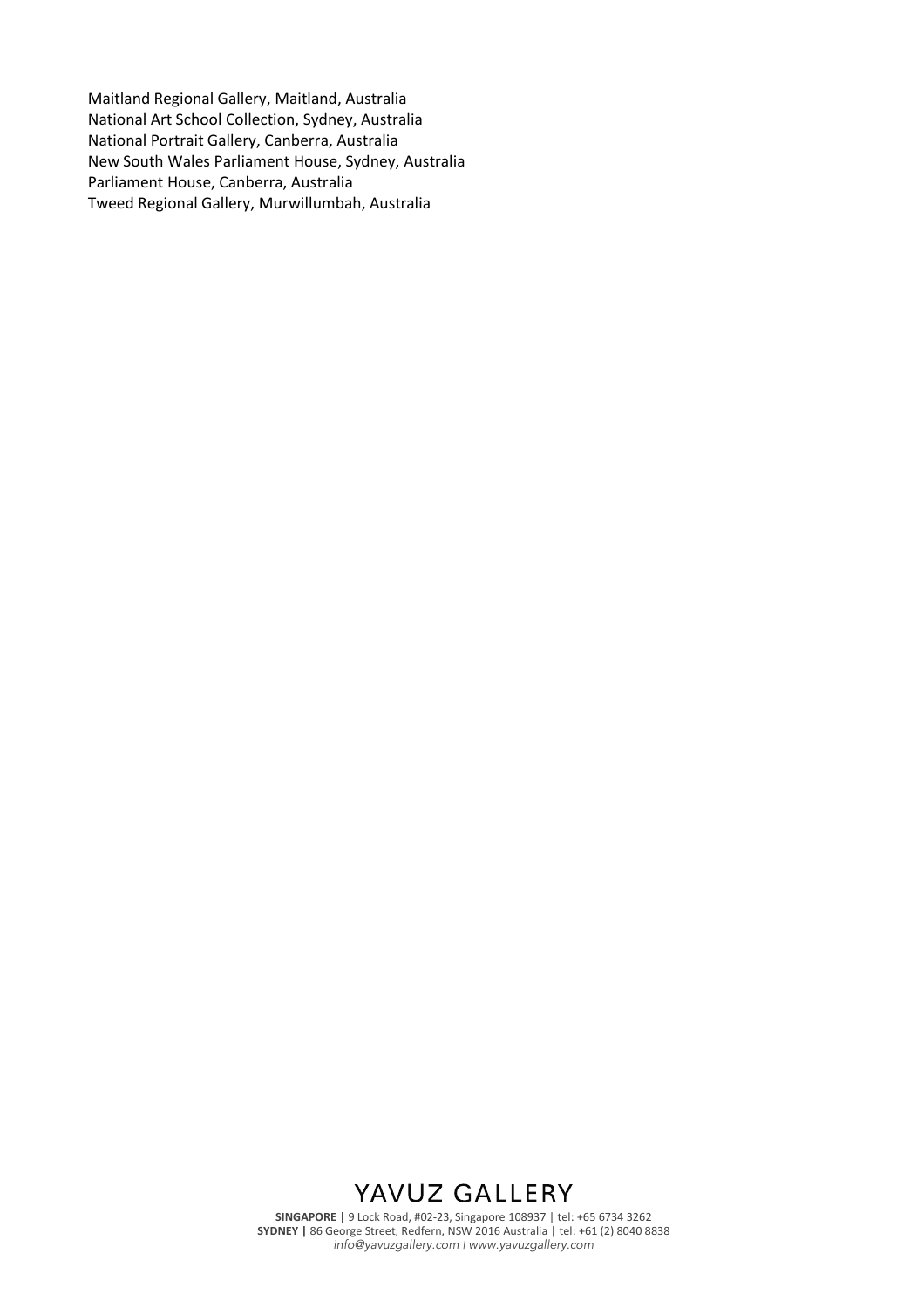Maitland Regional Gallery, Maitland, Australia
National Art School Collection, Sydney, Australia
National Portrait Gallery, Canberra, Australia
New South Wales Parliament House, Sydney, Australia
Parliament House, Canberra, Australia
Tweed Regional Gallery, Murwillumbah, Australia